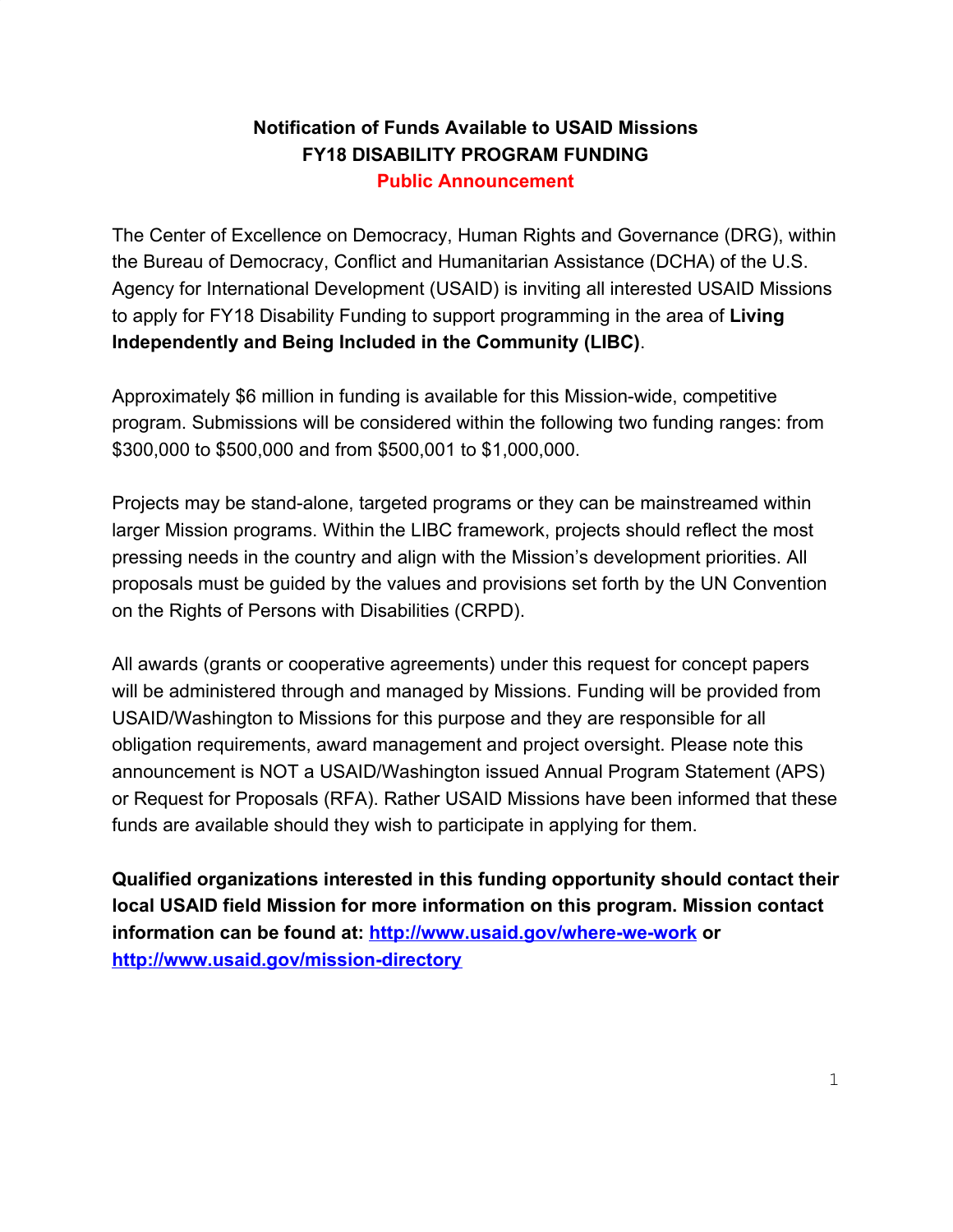# Notification of Funds Available to USAID Missions
## FY18 DISABILITY PROGRAM FUNDING
### Public Announcement

The Center of Excellence on Democracy, Human Rights and Governance (DRG), within the Bureau of Democracy, Conflict and Humanitarian Assistance (DCHA) of the U.S. Agency for International Development (USAID) is inviting all interested USAID Missions to apply for FY18 Disability Funding to support programming in the area of **Living Independently and Being Included in the Community (LIBC)**.

Approximately $6 million in funding is available for this Mission-wide, competitive program. Submissions will be considered within the following two funding ranges: from $300,000 to $500,000 and from $500,001 to $1,000,000.

Projects may be stand-alone, targeted programs or they can be mainstreamed within larger Mission programs. Within the LIBC framework, projects should reflect the most pressing needs in the country and align with the Mission's development priorities. All proposals must be guided by the values and provisions set forth by the UN Convention on the Rights of Persons with Disabilities (CRPD).

All awards (grants or cooperative agreements) under this request for concept papers will be administered through and managed by Missions. Funding will be provided from USAID/Washington to Missions for this purpose and they are responsible for all obligation requirements, award management and project oversight. Please note this announcement is NOT a USAID/Washington issued Annual Program Statement (APS) or Request for Proposals (RFA). Rather USAID Missions have been informed that these funds are available should they wish to participate in applying for them.

**Qualified organizations interested in this funding opportunity should contact their local USAID field Mission for more information on this program. Mission contact information can be found at: [http://www.usaid.gov/where-we-work](http://www.usaid.gov/where-we-work) or [http://www.usaid.gov/mission-directory](http://www.usaid.gov/mission-directory)**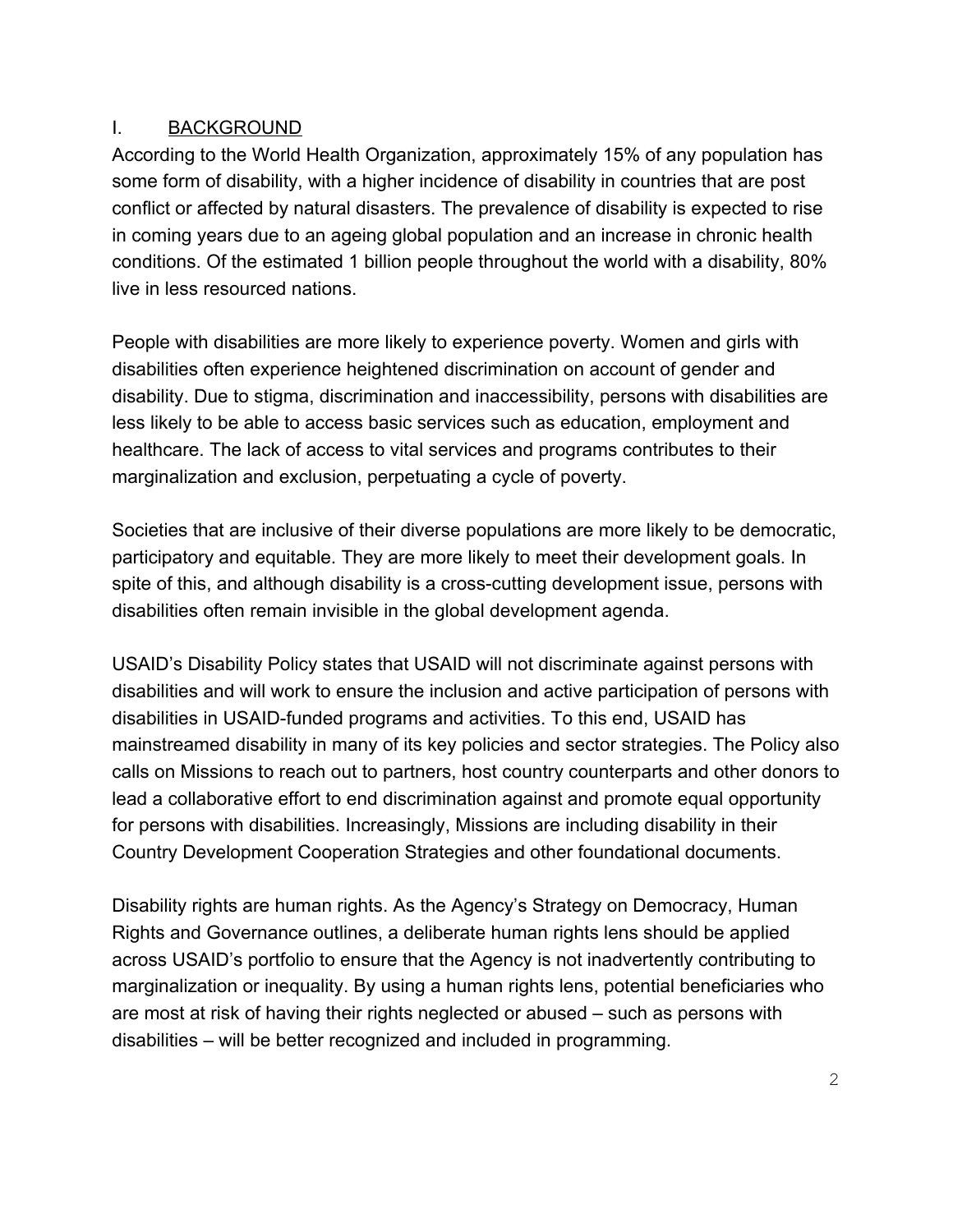## I. BACKGROUND

According to the World Health Organization, approximately 15% of any population has some form of disability, with a higher incidence of disability in countries that are post conflict or affected by natural disasters. The prevalence of disability is expected to rise in coming years due to an ageing global population and an increase in chronic health conditions. Of the estimated 1 billion people throughout the world with a disability, 80% live in less resourced nations.

People with disabilities are more likely to experience poverty. Women and girls with disabilities often experience heightened discrimination on account of gender and disability. Due to stigma, discrimination and inaccessibility, persons with disabilities are less likely to be able to access basic services such as education, employment and healthcare. The lack of access to vital services and programs contributes to their marginalization and exclusion, perpetuating a cycle of poverty.

Societies that are inclusive of their diverse populations are more likely to be democratic, participatory and equitable. They are more likely to meet their development goals. In spite of this, and although disability is a cross-cutting development issue, persons with disabilities often remain invisible in the global development agenda.

USAID's Disability Policy states that USAID will not discriminate against persons with disabilities and will work to ensure the inclusion and active participation of persons with disabilities in USAID-funded programs and activities. To this end, USAID has mainstreamed disability in many of its key policies and sector strategies. The Policy also calls on Missions to reach out to partners, host country counterparts and other donors to lead a collaborative effort to end discrimination against and promote equal opportunity for persons with disabilities. Increasingly, Missions are including disability in their Country Development Cooperation Strategies and other foundational documents.

Disability rights are human rights. As the Agency's Strategy on Democracy, Human Rights and Governance outlines, a deliberate human rights lens should be applied across USAID's portfolio to ensure that the Agency is not inadvertently contributing to marginalization or inequality. By using a human rights lens, potential beneficiaries who are most at risk of having their rights neglected or abused – such as persons with disabilities – will be better recognized and included in programming.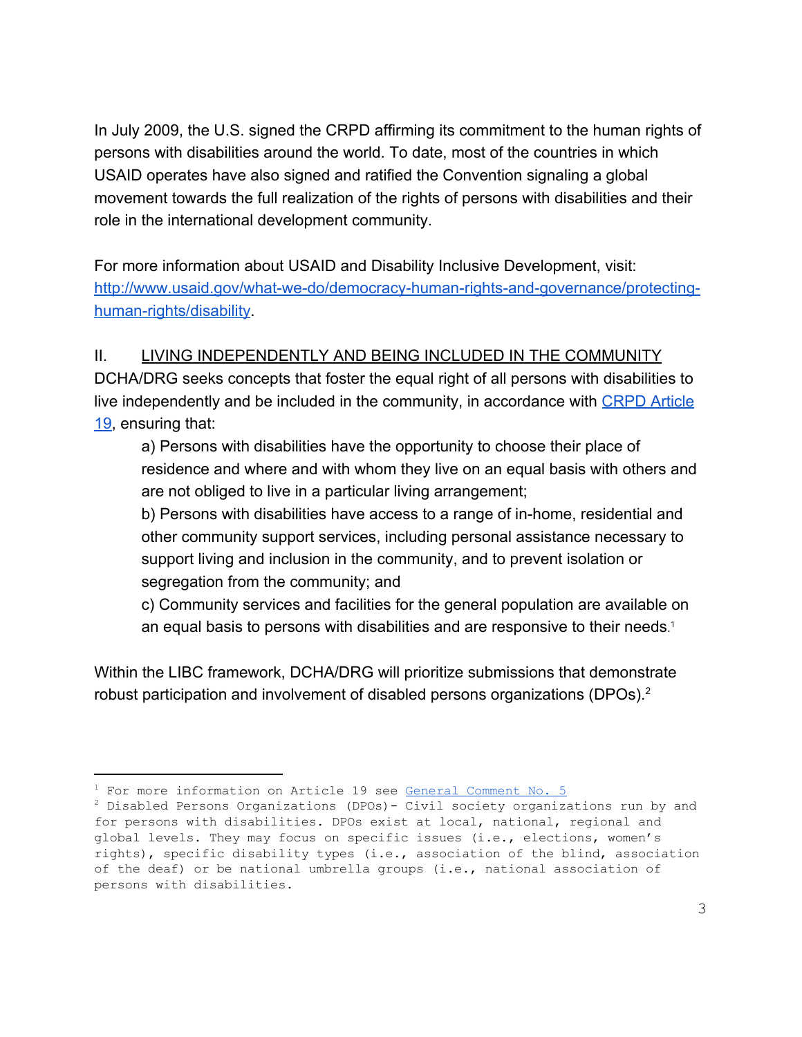In July 2009, the U.S. signed the CRPD affirming its commitment to the human rights of persons with disabilities around the world. To date, most of the countries in which USAID operates have also signed and ratified the Convention signaling a global movement towards the full realization of the rights of persons with disabilities and their role in the international development community.

For more information about USAID and Disability Inclusive Development, visit: [http://www.usaid.gov/what-we-do/democracy-human-rights-and-governance/protecting-human-rights/disability](http://www.usaid.gov/what-we-do/democracy-human-rights-and-governance/protecting-human-rights/disability).

## II. LIVING INDEPENDENTLY AND BEING INCLUDED IN THE COMMUNITY

DCHA/DRG seeks concepts that foster the equal right of all persons with disabilities to live independently and be included in the community, in accordance with CRPD Article 19, ensuring that:

> a) Persons with disabilities have the opportunity to choose their place of residence and where and with whom they live on an equal basis with others and are not obliged to live in a particular living arrangement;
>
> b) Persons with disabilities have access to a range of in-home, residential and other community support services, including personal assistance necessary to support living and inclusion in the community, and to prevent isolation or segregation from the community; and
>
> c) Community services and facilities for the general population are available on an equal basis to persons with disabilities and are responsive to their needs.[1]

Within the LIBC framework, DCHA/DRG will prioritize submissions that demonstrate robust participation and involvement of disabled persons organizations (DPOs).[2]

---

[1] For more information on Article 19 see General Comment No. 5

[2] Disabled Persons Organizations (DPOs)- Civil society organizations run by and for persons with disabilities. DPOs exist at local, national, regional and global levels. They may focus on specific issues (i.e., elections, women's rights), specific disability types (i.e., association of the blind, association of the deaf) or be national umbrella groups (i.e., national association of persons with disabilities.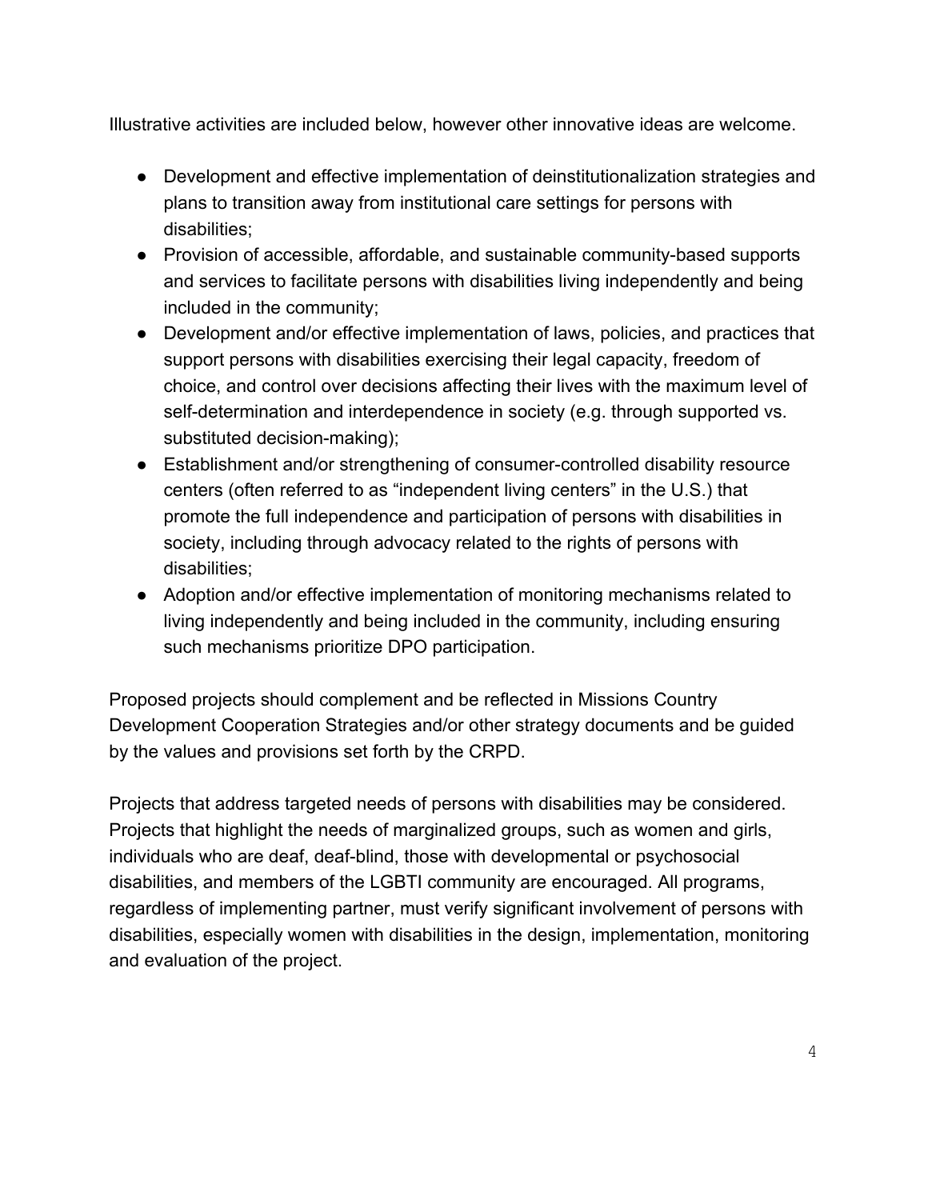Illustrative activities are included below, however other innovative ideas are welcome.

- Development and effective implementation of deinstitutionalization strategies and plans to transition away from institutional care settings for persons with disabilities;
- Provision of accessible, affordable, and sustainable community-based supports and services to facilitate persons with disabilities living independently and being included in the community;
- Development and/or effective implementation of laws, policies, and practices that support persons with disabilities exercising their legal capacity, freedom of choice, and control over decisions affecting their lives with the maximum level of self-determination and interdependence in society (e.g. through supported vs. substituted decision-making);
- Establishment and/or strengthening of consumer-controlled disability resource centers (often referred to as "independent living centers" in the U.S.) that promote the full independence and participation of persons with disabilities in society, including through advocacy related to the rights of persons with disabilities;
- Adoption and/or effective implementation of monitoring mechanisms related to living independently and being included in the community, including ensuring such mechanisms prioritize DPO participation.

Proposed projects should complement and be reflected in Missions Country Development Cooperation Strategies and/or other strategy documents and be guided by the values and provisions set forth by the CRPD.

Projects that address targeted needs of persons with disabilities may be considered. Projects that highlight the needs of marginalized groups, such as women and girls, individuals who are deaf, deaf-blind, those with developmental or psychosocial disabilities, and members of the LGBTI community are encouraged. All programs, regardless of implementing partner, must verify significant involvement of persons with disabilities, especially women with disabilities in the design, implementation, monitoring and evaluation of the project.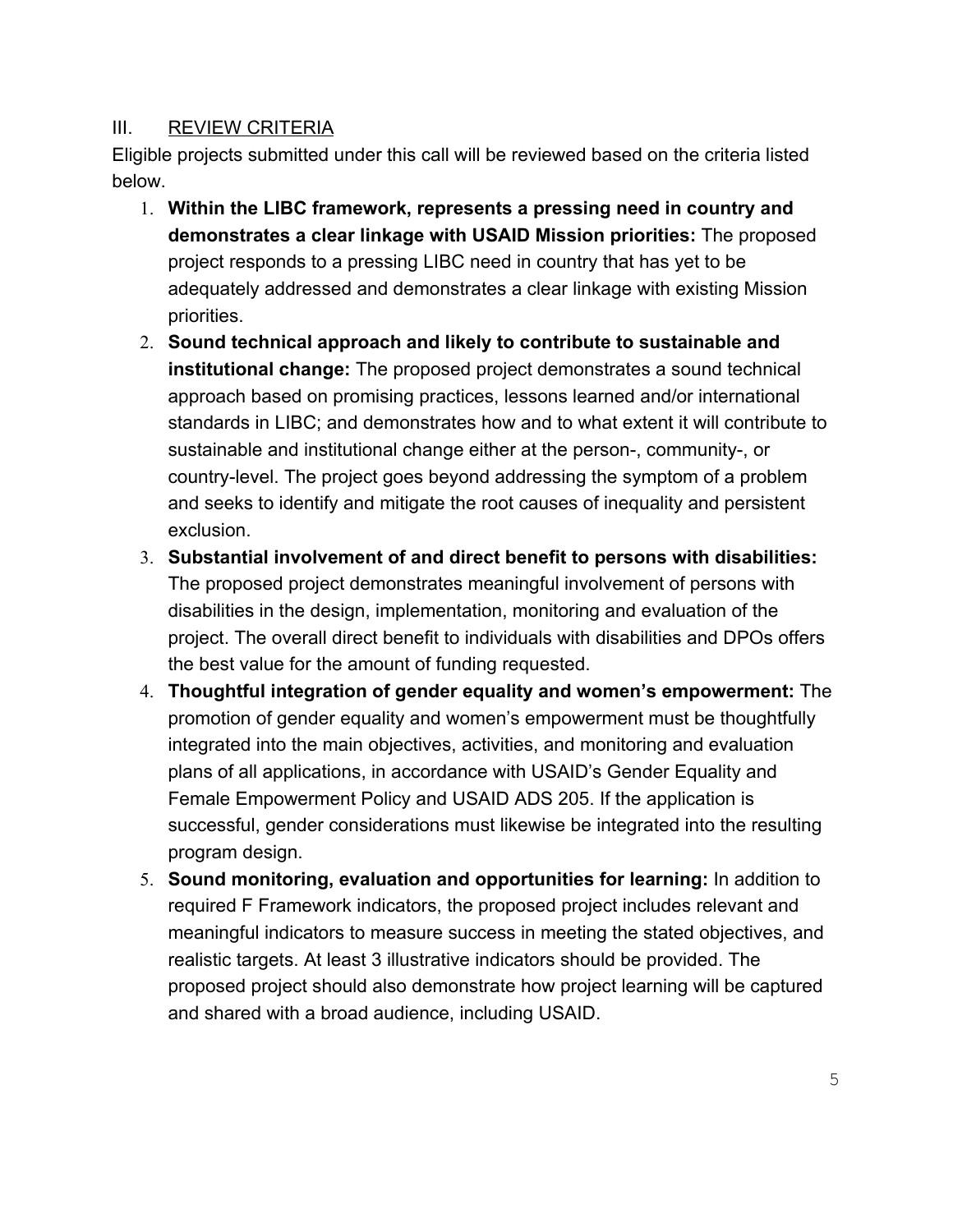## III. <u>REVIEW CRITERIA</u>

Eligible projects submitted under this call will be reviewed based on the criteria listed below.

1. **Within the LIBC framework, represents a pressing need in country and demonstrates a clear linkage with USAID Mission priorities:** The proposed project responds to a pressing LIBC need in country that has yet to be adequately addressed and demonstrates a clear linkage with existing Mission priorities.
2. **Sound technical approach and likely to contribute to sustainable and institutional change:** The proposed project demonstrates a sound technical approach based on promising practices, lessons learned and/or international standards in LIBC; and demonstrates how and to what extent it will contribute to sustainable and institutional change either at the person-, community-, or country-level. The project goes beyond addressing the symptom of a problem and seeks to identify and mitigate the root causes of inequality and persistent exclusion.
3. **Substantial involvement of and direct benefit to persons with disabilities:** The proposed project demonstrates meaningful involvement of persons with disabilities in the design, implementation, monitoring and evaluation of the project. The overall direct benefit to individuals with disabilities and DPOs offers the best value for the amount of funding requested.
4. **Thoughtful integration of gender equality and women's empowerment:** The promotion of gender equality and women's empowerment must be thoughtfully integrated into the main objectives, activities, and monitoring and evaluation plans of all applications, in accordance with USAID's Gender Equality and Female Empowerment Policy and USAID ADS 205. If the application is successful, gender considerations must likewise be integrated into the resulting program design.
5. **Sound monitoring, evaluation and opportunities for learning:** In addition to required F Framework indicators, the proposed project includes relevant and meaningful indicators to measure success in meeting the stated objectives, and realistic targets. At least 3 illustrative indicators should be provided. The proposed project should also demonstrate how project learning will be captured and shared with a broad audience, including USAID.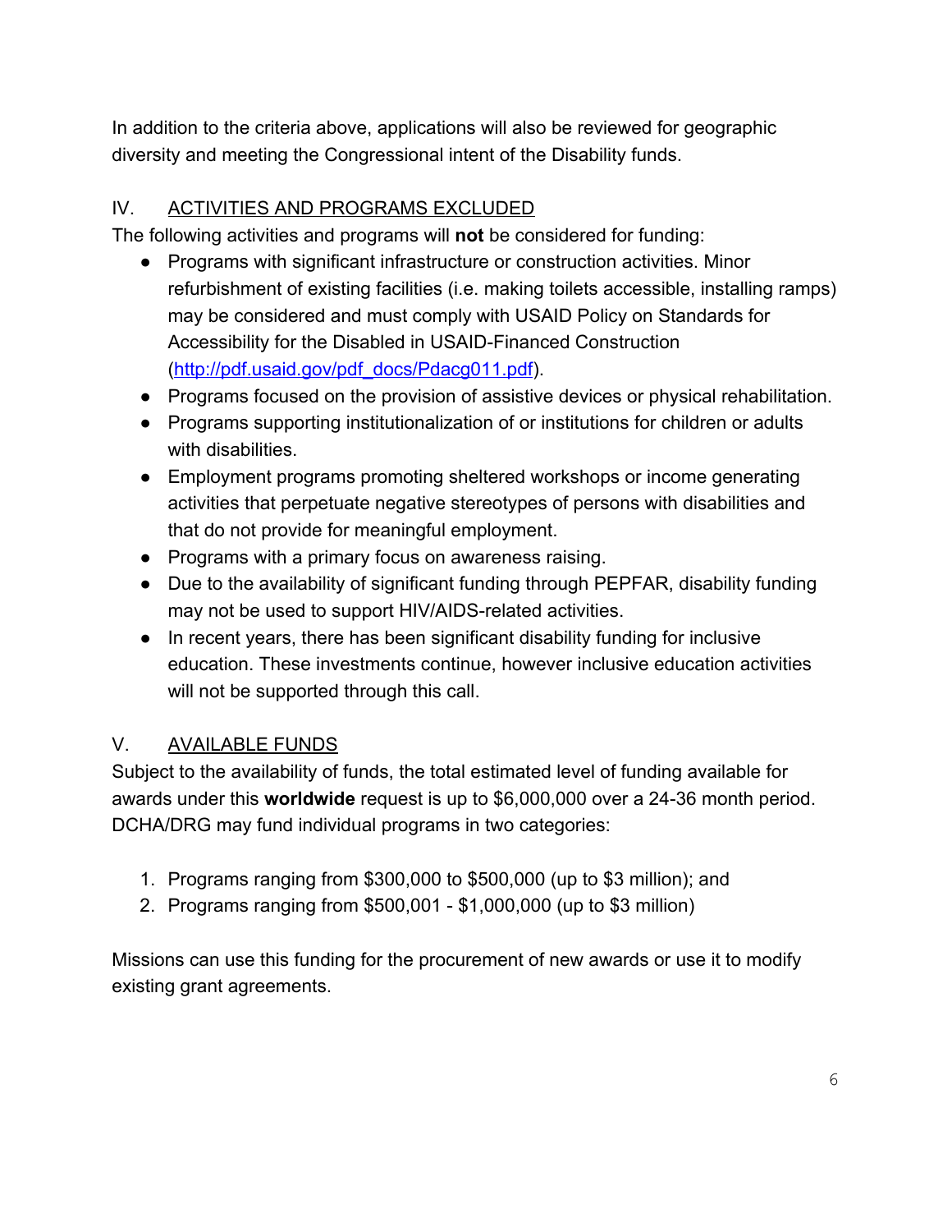In addition to the criteria above, applications will also be reviewed for geographic diversity and meeting the Congressional intent of the Disability funds.

## IV. ACTIVITIES AND PROGRAMS EXCLUDED

The following activities and programs will **not** be considered for funding:

- Programs with significant infrastructure or construction activities. Minor refurbishment of existing facilities (i.e. making toilets accessible, installing ramps) may be considered and must comply with USAID Policy on Standards for Accessibility for the Disabled in USAID-Financed Construction ([http://pdf.usaid.gov/pdf_docs/Pdacg011.pdf](http://pdf.usaid.gov/pdf_docs/Pdacg011.pdf)).
- Programs focused on the provision of assistive devices or physical rehabilitation.
- Programs supporting institutionalization of or institutions for children or adults with disabilities.
- Employment programs promoting sheltered workshops or income generating activities that perpetuate negative stereotypes of persons with disabilities and that do not provide for meaningful employment.
- Programs with a primary focus on awareness raising.
- Due to the availability of significant funding through PEPFAR, disability funding may not be used to support HIV/AIDS-related activities.
- In recent years, there has been significant disability funding for inclusive education. These investments continue, however inclusive education activities will not be supported through this call.

## V. AVAILABLE FUNDS

Subject to the availability of funds, the total estimated level of funding available for awards under this **worldwide** request is up to $6,000,000 over a 24-36 month period. DCHA/DRG may fund individual programs in two categories:

1. Programs ranging from $300,000 to $500,000 (up to $3 million); and
2. Programs ranging from $500,001 - $1,000,000 (up to $3 million)

Missions can use this funding for the procurement of new awards or use it to modify existing grant agreements.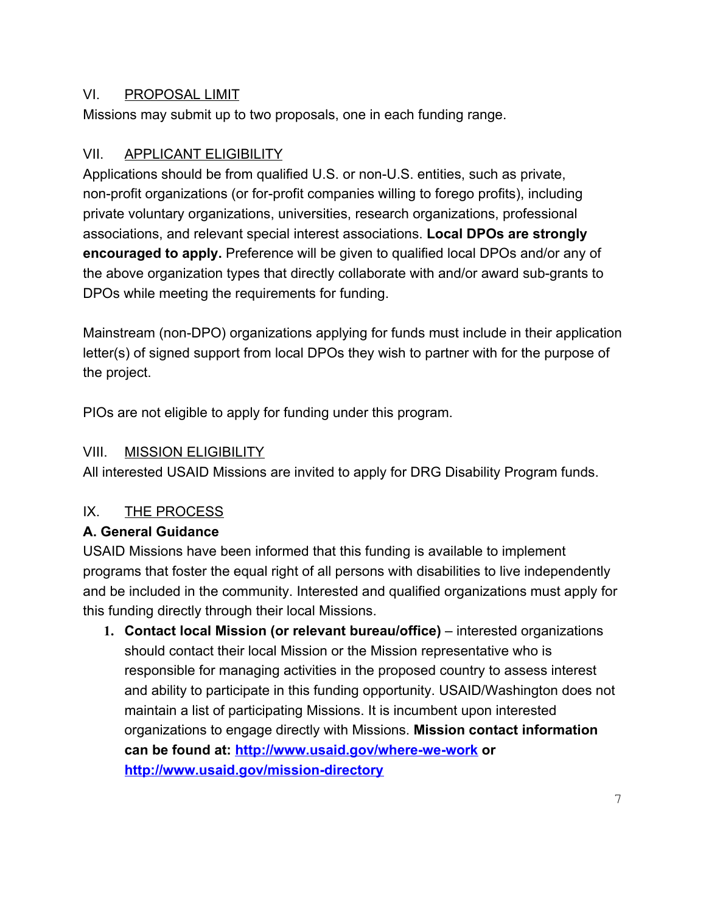## VI. PROPOSAL LIMIT

Missions may submit up to two proposals, one in each funding range.

## VII. APPLICANT ELIGIBILITY

Applications should be from qualified U.S. or non-U.S. entities, such as private, non-profit organizations (or for-profit companies willing to forego profits), including private voluntary organizations, universities, research organizations, professional associations, and relevant special interest associations. **Local DPOs are strongly encouraged to apply.** Preference will be given to qualified local DPOs and/or any of the above organization types that directly collaborate with and/or award sub-grants to DPOs while meeting the requirements for funding.

Mainstream (non-DPO) organizations applying for funds must include in their application letter(s) of signed support from local DPOs they wish to partner with for the purpose of the project.

PIOs are not eligible to apply for funding under this program.

## VIII. MISSION ELIGIBILITY

All interested USAID Missions are invited to apply for DRG Disability Program funds.

## IX. THE PROCESS

### A. General Guidance

USAID Missions have been informed that this funding is available to implement programs that foster the equal right of all persons with disabilities to live independently and be included in the community. Interested and qualified organizations must apply for this funding directly through their local Missions.

1. **Contact local Mission (or relevant bureau/office)** – interested organizations should contact their local Mission or the Mission representative who is responsible for managing activities in the proposed country to assess interest and ability to participate in this funding opportunity. USAID/Washington does not maintain a list of participating Missions. It is incumbent upon interested organizations to engage directly with Missions. **Mission contact information can be found at: [http://www.usaid.gov/where-we-work](http://www.usaid.gov/where-we-work) or [http://www.usaid.gov/mission-directory](http://www.usaid.gov/mission-directory)**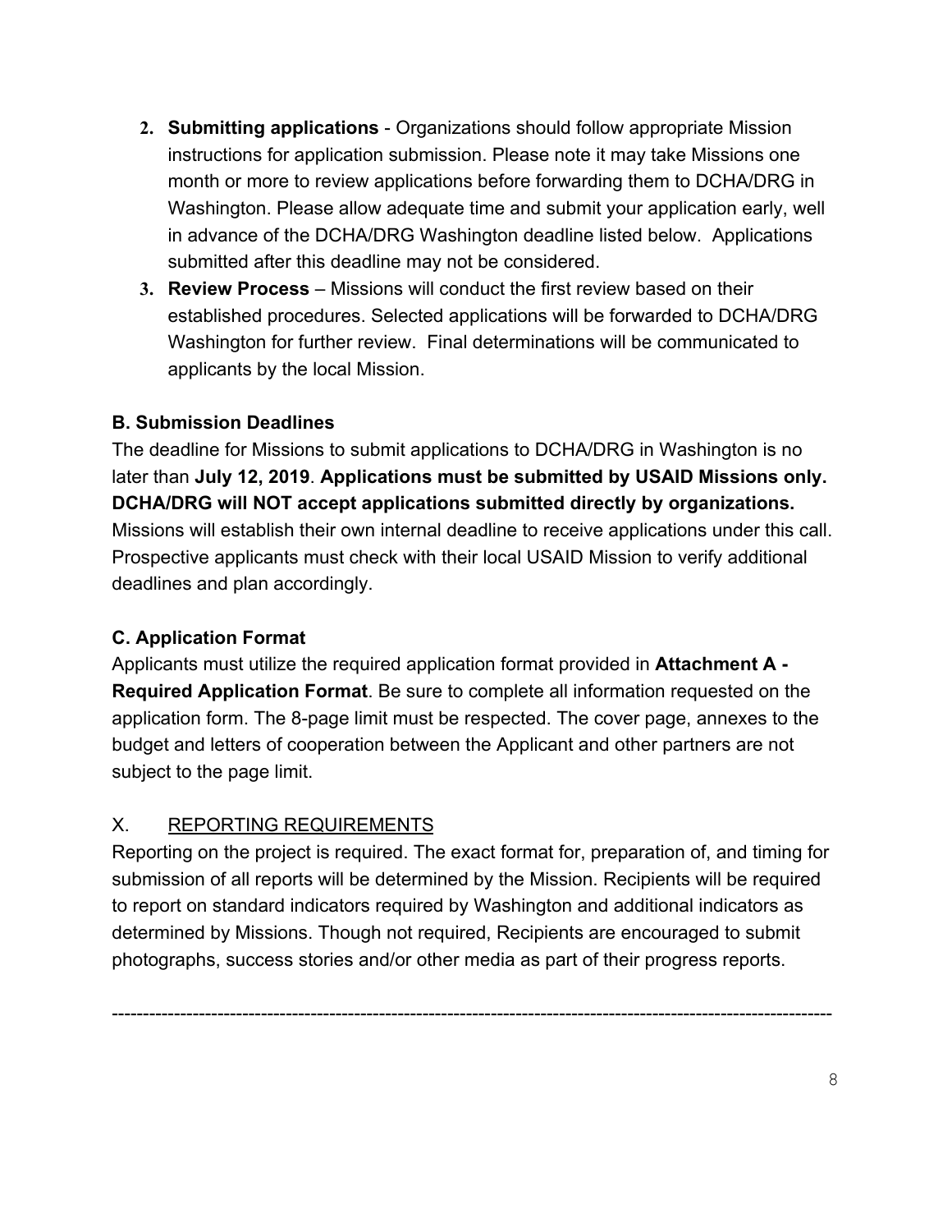2. **Submitting applications** - Organizations should follow appropriate Mission instructions for application submission. Please note it may take Missions one month or more to review applications before forwarding them to DCHA/DRG in Washington. Please allow adequate time and submit your application early, well in advance of the DCHA/DRG Washington deadline listed below. Applications submitted after this deadline may not be considered.
3. **Review Process** – Missions will conduct the first review based on their established procedures. Selected applications will be forwarded to DCHA/DRG Washington for further review. Final determinations will be communicated to applicants by the local Mission.

**B. Submission Deadlines**

The deadline for Missions to submit applications to DCHA/DRG in Washington is no later than **July 12, 2019**. **Applications must be submitted by USAID Missions only. DCHA/DRG will NOT accept applications submitted directly by organizations.** Missions will establish their own internal deadline to receive applications under this call. Prospective applicants must check with their local USAID Mission to verify additional deadlines and plan accordingly.

**C. Application Format**

Applicants must utilize the required application format provided in **Attachment A - Required Application Format**. Be sure to complete all information requested on the application form. The 8-page limit must be respected. The cover page, annexes to the budget and letters of cooperation between the Applicant and other partners are not subject to the page limit.

## X. REPORTING REQUIREMENTS

Reporting on the project is required. The exact format for, preparation of, and timing for submission of all reports will be determined by the Mission. Recipients will be required to report on standard indicators required by Washington and additional indicators as determined by Missions. Though not required, Recipients are encouraged to submit photographs, success stories and/or other media as part of their progress reports.

---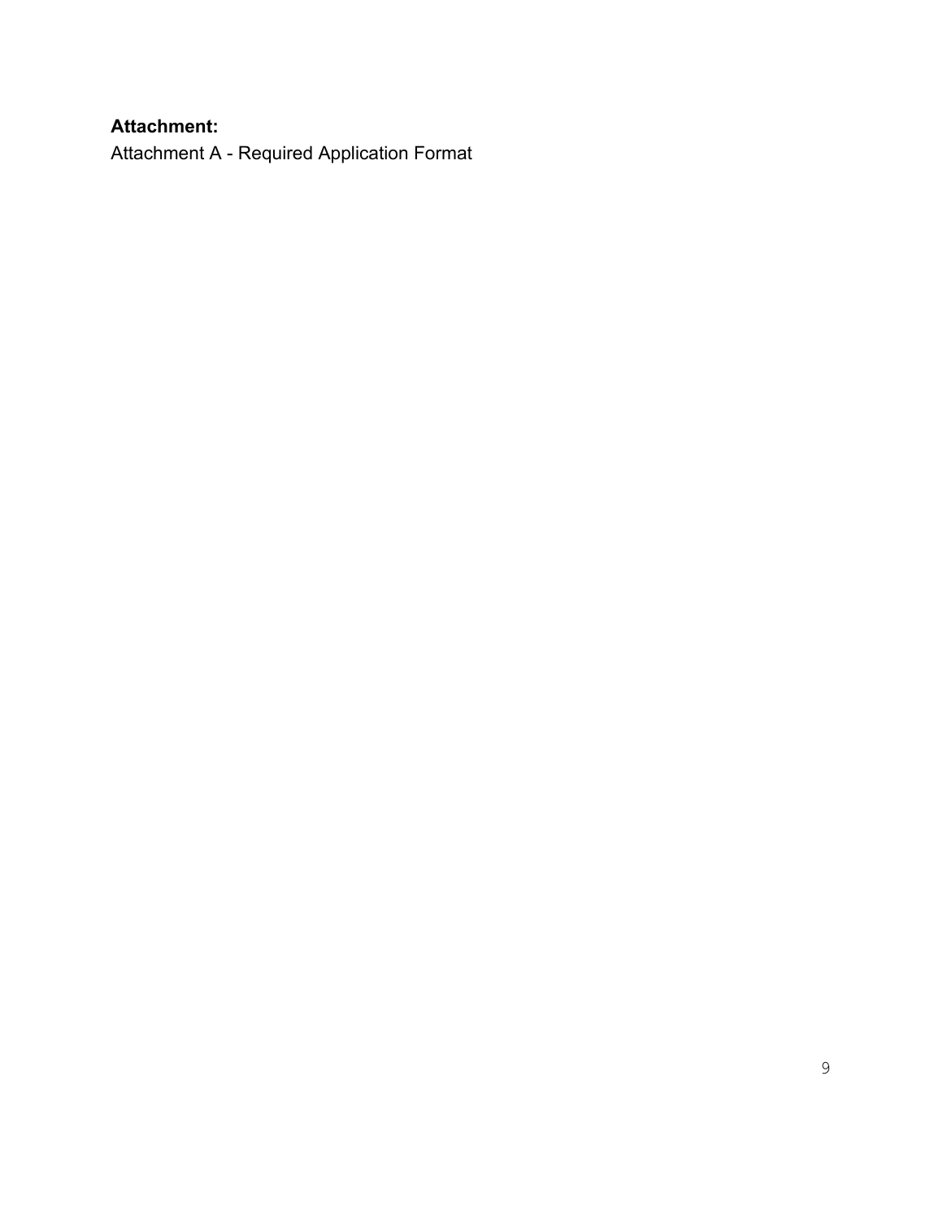**Attachment:**

Attachment A - Required Application Format